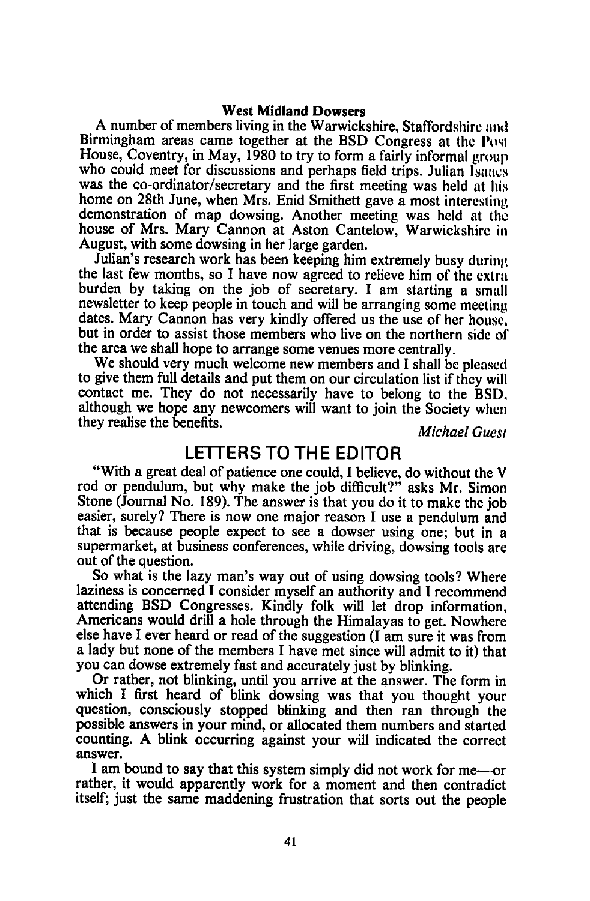### West Midland Dowsers

A number of members living in the Warwickshire, Staffordshire and Birmingham areas came together at the BSD Congress at the Post House, Coventry, in May, 1980 to try to form a fairly informal group who could meet for discussions and perhaps field trips. Julian Isaacs was the co-ordinator/secretary and the first meeting was held at his home on 28th June, when Mrs. Enid Smithett gave a most interesting demonstration of map dowsing. Another meeting was held at the house of Mrs. Mary Cannon at Aston Cantelow, Warwickshire in August, with some dowsing in her large garden.

Julian's research work has been keeping him extremely busy during the last few months, so I have now agreed to relieve him of the extra burden by taking on the job of secretary. I am starting a small newsletter to keep people in touch and will be arranging some meeting dates. Mary Cannon has very kindly offered us the use of her house, but in order to assist those members who live on the northern side of the area we shall hope to arrange some venues more centrally.

We should very much welcome new members and I shall be pleased to give them full details and put them on our circulation list if they will contact me. They do not necessarily have to belong to the BSD, although we hope any newcomers will want to join the Society when they realise the benefits.

*Michael Guest*

## LETTERS TO THE EDITOR

"With a great deal of patience one could, I believe, do without the V rod or pendulum, but why make the job difficult?" asks Mr. Simon Stone (Journal No. 189). The answer is that you do it to make the job easier, surely? There is now one major reason I use a pendulum and that is because people expect to see a dowser using one; but in a supermarket, at business conferences, while driving, dowsing tools are out of the question.

So what is the lazy man's way out of using dowsing tools? Where laziness is concerned I consider myself an authority and I recommend attending BSD Congresses. Kindly folk will let drop information, Americans would drill a hole through the Himalayas to get. Nowhere else have I ever heard or read of the suggestion (I am sure it was from a lady but none of the members I have met since will admit to it) that you can dowse extremely fast and accurately just by blinking.

Or rather, not blinking, until you arrive at the answer. The form in which I first heard of blink dowsing was that you thought your question, consciously stopped blinking and then ran through the possible answers in your mind, or allocated them numbers and started counting. A blink occurring against your will indicated the correct answer.

I am bound to say that this system simply did not work for me—or rather, it would apparently work for a moment and then contradict itself; just the same maddening frustration that sorts out the people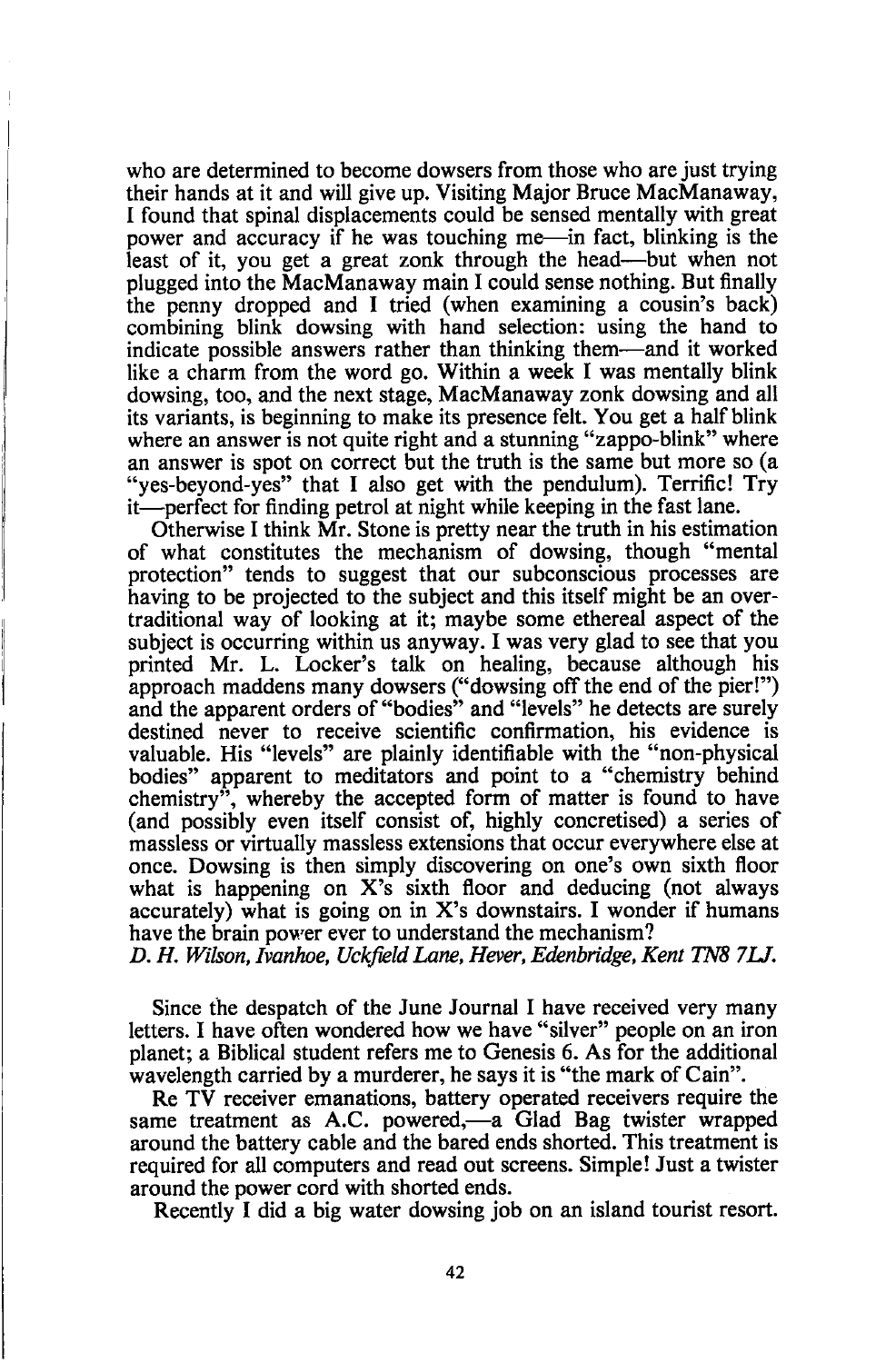who are determined to become dowsers from those who are just trying their hands at it and will give up. Visiting Major Bruce MacManaway, I found that spinal displacements could be sensed mentally with great power and accuracy if he was touching me—in fact, blinking is the least of it, you get a great zonk through the head—but when not plugged into the MacManaway main I could sense nothing. But finally the penny dropped and I tried (when examining a cousin's back) combining blink dowsing with hand selection: using the hand to indicate possible answers rather than thinking them—and it worked like a charm from the word go. Within a week I was mentally blink dowsing, too, and the next stage, MacManaway zonk dowsing and all its variants, is beginning to make its presence felt. You get a half blink where an answer is not quite right and a stunning "zappo-blink" where an answer is spot on correct but the truth is the same but more so (a "yes-beyond-yes" that I also get with the pendulum). Terrific! Try it—perfect for finding petrol at night while keeping in the fast lane.

Otherwise I think Mr. Stone is pretty near the truth in his estimation of what constitutes the mechanism of dowsing, though "mental protection" tends to suggest that our subconscious processes are having to be projected to the subject and this itself might be an over-traditional way of looking at it; maybe some ethereal aspect of the subject is occurring within us anyway. I was very glad to see that you printed Mr. L. Locker's talk on healing, because although his approach maddens many dowsers ("dowsing off the end of the pier!") and the apparent orders of "bodies" and "levels" he detects are surely destined never to receive scientific confirmation, his evidence is valuable. His "levels" are plainly identifiable with the "non-physical bodies" apparent to meditators and point to a "chemistry behind chemistry", whereby the accepted form of matter is found to have (and possibly even itself consist of, highly concretised) a series of massless or virtually massless extensions that occur everywhere else at once. Dowsing is then simply discovering on one's own sixth floor what is happening on X's sixth floor and deducing (not always accurately) what is going on in X's downstairs. I wonder if humans have the brain power ever to understand the mechanism?

*D. H. Wilson, Ivanhoe, Uckfield Lane, Hever, Edenbridge, Kent TN8 7LJ.*

Since the despatch of the June Journal I have received very many letters. I have often wondered how we have "silver" people on an iron planet; a Biblical student refers me to Genesis 6. As for the additional wavelength carried by a murderer, he says it is "the mark of Cain".

Re TV receiver emanations, battery operated receivers require the same treatment as A.C. powered,—a Glad Bag twister wrapped around the battery cable and the bared ends shorted. This treatment is required for all computers and read out screens. Simple! Just a twister around the power cord with shorted ends.

Recently I did a big water dowsing job on an island tourist resort.